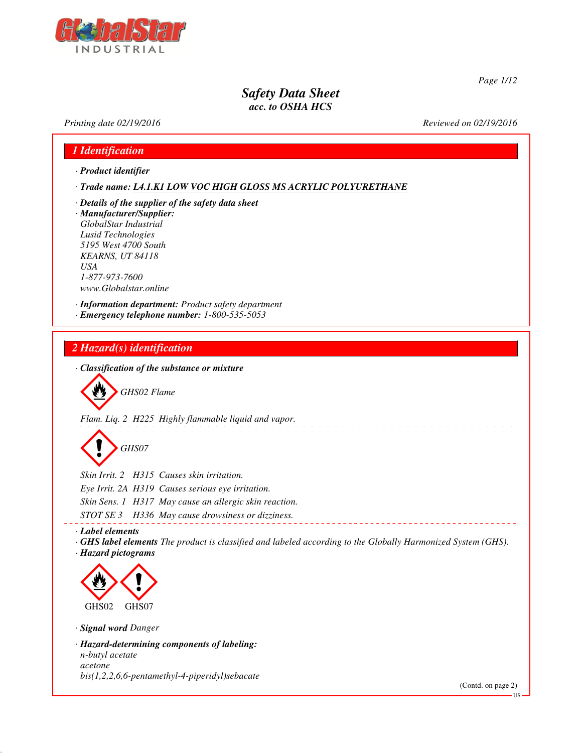# Safety Data Sheet
*acc. to OSHA HCS*

*Printing date 02/19/2016* *Reviewed on 02/19/2016*

## 1 Identification

· ***Product identifier***

· ***Trade name:*** ***L4.1.K1 LOW VOC HIGH GLOSS MS ACRYLIC POLYURETHANE***

· ***Details of the supplier of the safety data sheet***
· ***Manufacturer/Supplier:***
*GlobalStar Industrial*
*Lusid Technologies*
*5195 West 4700 South*
*KEARNS, UT 84118*
*USA*
*1-877-973-7600*
*www.Globalstar.online*

· ***Information department:*** *Product safety department*
· ***Emergency telephone number:*** *1-800-535-5053*

## 2 Hazard(s) identification

· ***Classification of the substance or mixture***

*GHS02 Flame*

*Flam. Liq. 2 H225 Highly flammable liquid and vapor.*

*GHS07*

*Skin Irrit. 2 H315 Causes skin irritation.*
*Eye Irrit. 2A H319 Causes serious eye irritation.*
*Skin Sens. 1 H317 May cause an allergic skin reaction.*
*STOT SE 3 H336 May cause drowsiness or dizziness.*

· ***Label elements***
· ***GHS label elements*** *The product is classified and labeled according to the Globally Harmonized System (GHS).*
· ***Hazard pictograms***

GHS02 GHS07

· ***Signal word*** *Danger*

· ***Hazard-determining components of labeling:***
*n-butyl acetate*
*acetone*
*bis(1,2,2,6,6-pentamethyl-4-piperidyl)sebacate*

(Contd. on page 2)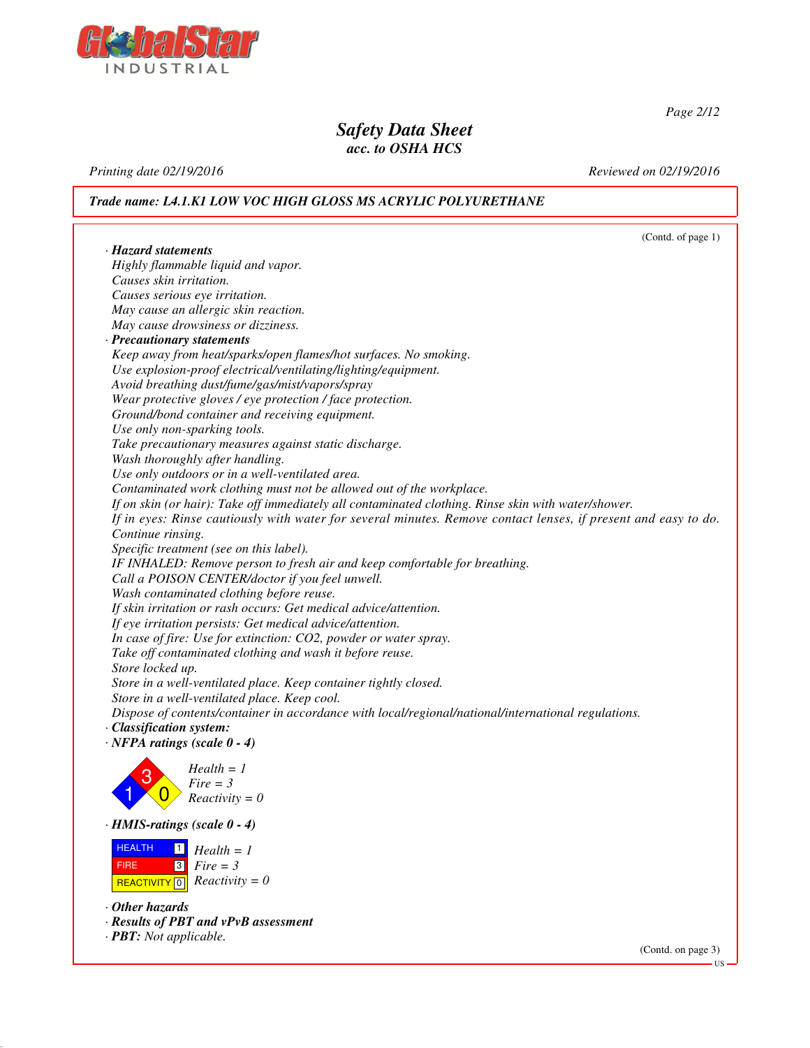**Trade name: L4.1.K1 LOW VOC HIGH GLOSS MS ACRYLIC POLYURETHANE**

(Contd. of page 1)

· **Hazard statements**

Highly flammable liquid and vapor.
Causes skin irritation.
Causes serious eye irritation.
May cause an allergic skin reaction.
May cause drowsiness or dizziness.

· **Precautionary statements**

Keep away from heat/sparks/open flames/hot surfaces. No smoking.
Use explosion-proof electrical/ventilating/lighting/equipment.
Avoid breathing dust/fume/gas/mist/vapors/spray
Wear protective gloves / eye protection / face protection.
Ground/bond container and receiving equipment.
Use only non-sparking tools.
Take precautionary measures against static discharge.
Wash thoroughly after handling.
Use only outdoors or in a well-ventilated area.
Contaminated work clothing must not be allowed out of the workplace.
If on skin (or hair): Take off immediately all contaminated clothing. Rinse skin with water/shower.
If in eyes: Rinse cautiously with water for several minutes. Remove contact lenses, if present and easy to do. Continue rinsing.
Specific treatment (see on this label).
IF INHALED: Remove person to fresh air and keep comfortable for breathing.
Call a POISON CENTER/doctor if you feel unwell.
Wash contaminated clothing before reuse.
If skin irritation or rash occurs: Get medical advice/attention.
If eye irritation persists: Get medical advice/attention.
In case of fire: Use for extinction: $CO_2$, powder or water spray.
Take off contaminated clothing and wash it before reuse.
Store locked up.
Store in a well-ventilated place. Keep container tightly closed.
Store in a well-ventilated place. Keep cool.
Dispose of contents/container in accordance with local/regional/national/international regulations.

· **Classification system:**

· **NFPA ratings (scale 0 - 4)**

Health = 1
Fire = 3
Reactivity = 0

· **HMIS-ratings (scale 0 - 4)**

| | |
|---|---|
| HEALTH | 1 |
| FIRE | 3 |
| REACTIVITY | 0 |

Health = 1
Fire = 3
Reactivity = 0

· **Other hazards**

· **Results of PBT and vPvB assessment**

· **PBT:** Not applicable.

(Contd. on page 3)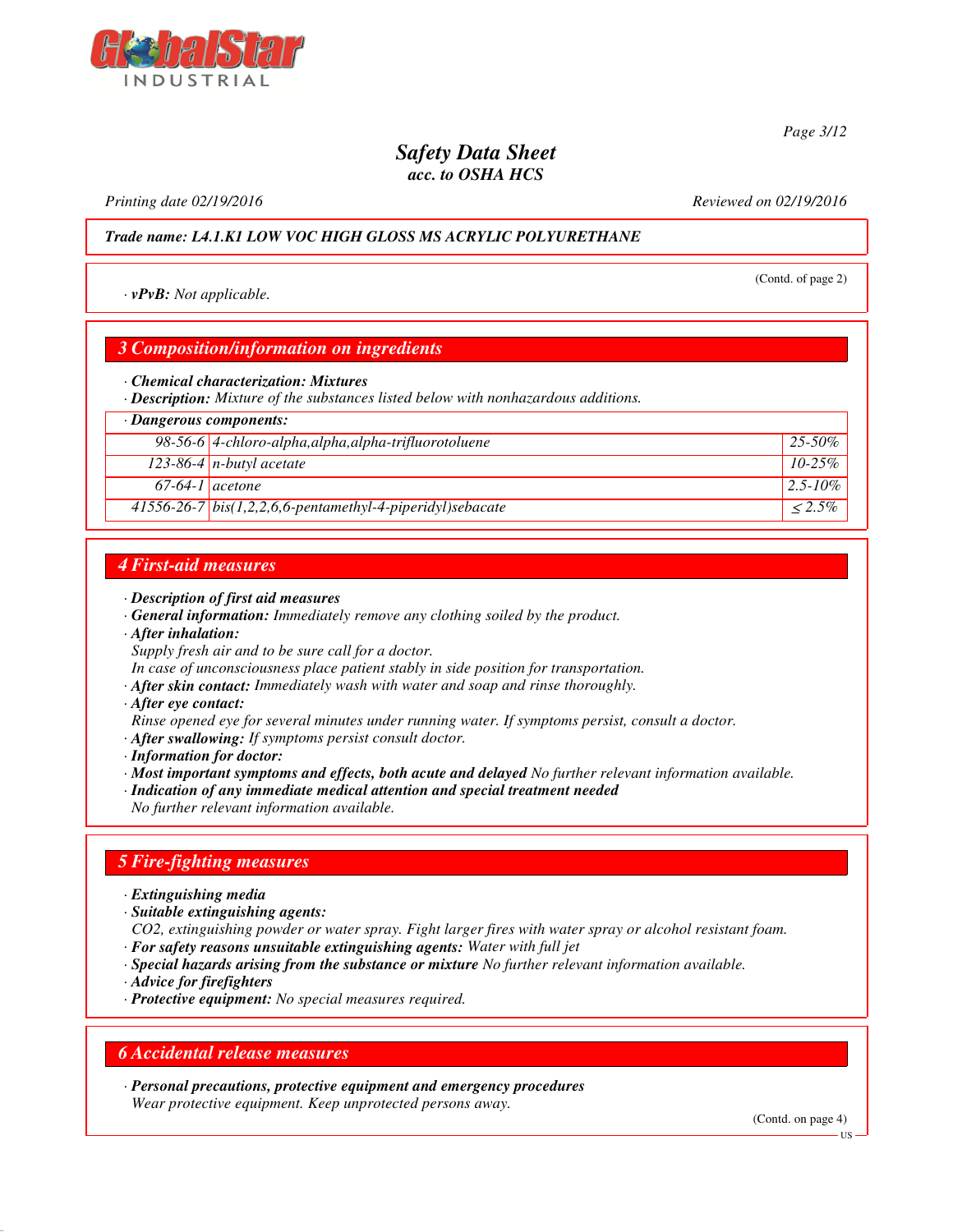*Safety Data Sheet*
*acc. to OSHA HCS*

*Printing date 02/19/2016* *Reviewed on 02/19/2016*

***Trade name: L4.1.K1 LOW VOC HIGH GLOSS MS ACRYLIC POLYURETHANE***

(Contd. of page 2)

· ***vPvB:*** *Not applicable.*

## *3 Composition/information on ingredients*

· ***Chemical characterization: Mixtures***
· ***Description:*** *Mixture of the substances listed below with nonhazardous additions.*

| · **Dangerous components:** | | |
|---|---|---|
| 98-56-6 | 4-chloro-alpha,alpha,alpha-trifluorotoluene | 25-50% |
| 123-86-4 | n-butyl acetate | 10-25% |
| 67-64-1 | acetone | 2.5-10% |
| 41556-26-7 | bis(1,2,2,6,6-pentamethyl-4-piperidyl)sebacate | ≤ 2.5% |

## *4 First-aid measures*

· ***Description of first aid measures***
· ***General information:*** *Immediately remove any clothing soiled by the product.*
· ***After inhalation:***
*Supply fresh air and to be sure call for a doctor.*
*In case of unconsciousness place patient stably in side position for transportation.*
· ***After skin contact:*** *Immediately wash with water and soap and rinse thoroughly.*
· ***After eye contact:***
*Rinse opened eye for several minutes under running water. If symptoms persist, consult a doctor.*
· ***After swallowing:*** *If symptoms persist consult doctor.*
· ***Information for doctor:***
· ***Most important symptoms and effects, both acute and delayed*** *No further relevant information available.*
· ***Indication of any immediate medical attention and special treatment needed***
*No further relevant information available.*

## *5 Fire-fighting measures*

· ***Extinguishing media***
· ***Suitable extinguishing agents:***
*CO2, extinguishing powder or water spray. Fight larger fires with water spray or alcohol resistant foam.*
· ***For safety reasons unsuitable extinguishing agents:*** *Water with full jet*
· ***Special hazards arising from the substance or mixture*** *No further relevant information available.*
· ***Advice for firefighters***
· ***Protective equipment:*** *No special measures required.*

## *6 Accidental release measures*

· ***Personal precautions, protective equipment and emergency procedures***
*Wear protective equipment. Keep unprotected persons away.*

(Contd. on page 4)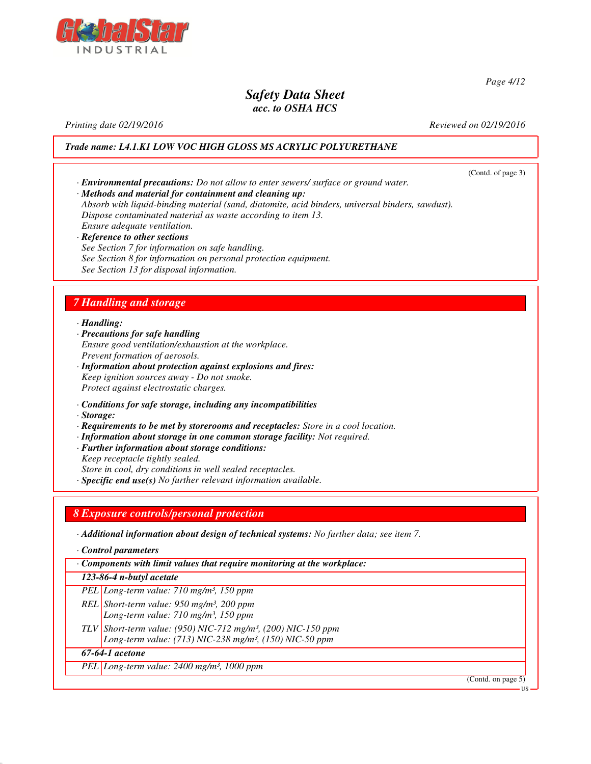**Trade name: L4.1.K1 LOW VOC HIGH GLOSS MS ACRYLIC POLYURETHANE**

(Contd. of page 3)

· ***Environmental precautions:*** *Do not allow to enter sewers/ surface or ground water.*

· ***Methods and material for containment and cleaning up:***
*Absorb with liquid-binding material (sand, diatomite, acid binders, universal binders, sawdust).*
*Dispose contaminated material as waste according to item 13.*
*Ensure adequate ventilation.*

· ***Reference to other sections***
*See Section 7 for information on safe handling.*
*See Section 8 for information on personal protection equipment.*
*See Section 13 for disposal information.*

## 7 Handling and storage

· ***Handling:***

· ***Precautions for safe handling***
*Ensure good ventilation/exhaustion at the workplace.*
*Prevent formation of aerosols.*

· ***Information about protection against explosions and fires:***
*Keep ignition sources away - Do not smoke.*
*Protect against electrostatic charges.*

· ***Conditions for safe storage, including any incompatibilities***

· ***Storage:***

· ***Requirements to be met by storerooms and receptacles:*** *Store in a cool location.*

· ***Information about storage in one common storage facility:*** *Not required.*

· ***Further information about storage conditions:***
*Keep receptacle tightly sealed.*
*Store in cool, dry conditions in well sealed receptacles.*

· ***Specific end use(s)*** *No further relevant information available.*

## 8 Exposure controls/personal protection

· ***Additional information about design of technical systems:*** *No further data; see item 7.*

· ***Control parameters***

| · Components with limit values that require monitoring at the workplace: | |
|---|---|
| **123-86-4 n-butyl acetate** | |
| PEL | Long-term value: 710 mg/m³, 150 ppm |
| REL | Short-term value: 950 mg/m³, 200 ppm<br>Long-term value: 710 mg/m³, 150 ppm |
| TLV | Short-term value: (950) NIC-712 mg/m³, (200) NIC-150 ppm<br>Long-term value: (713) NIC-238 mg/m³, (150) NIC-50 ppm |
| **67-64-1 acetone** | |
| PEL | Long-term value: 2400 mg/m³, 1000 ppm |

(Contd. on page 5)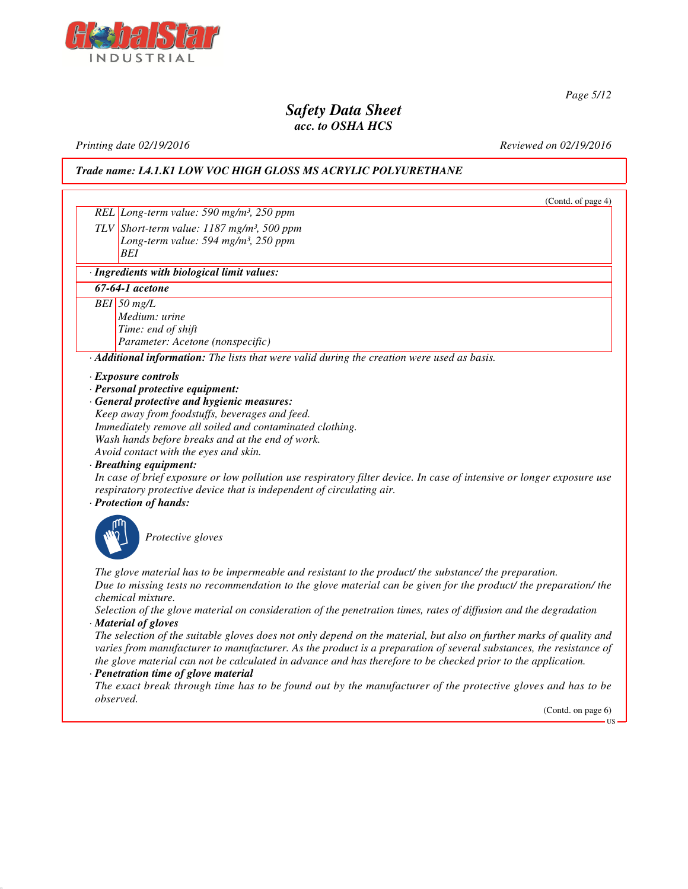Trade name: L4.1.K1 LOW VOC HIGH GLOSS MS ACRYLIC POLYURETHANE

(Contd. of page 4)

| | |
|---|---|
| REL | Long-term value: 590 mg/m³, 250 ppm |
| TLV | Short-term value: 1187 mg/m³, 500 ppm<br>Long-term value: 594 mg/m³, 250 ppm<br>BEI |

· **Ingredients with biological limit values:**

| 67-64-1 acetone | |
|---|---|
| BEI | 50 mg/L<br>Medium: urine<br>Time: end of shift<br>Parameter: Acetone (nonspecific) |

· **Additional information:** The lists that were valid during the creation were used as basis.

· **Exposure controls**
· **Personal protective equipment:**
· **General protective and hygienic measures:**
Keep away from foodstuffs, beverages and feed.
Immediately remove all soiled and contaminated clothing.
Wash hands before breaks and at the end of work.
Avoid contact with the eyes and skin.
· **Breathing equipment:**
In case of brief exposure or low pollution use respiratory filter device. In case of intensive or longer exposure use respiratory protective device that is independent of circulating air.
· **Protection of hands:**

Protective gloves

The glove material has to be impermeable and resistant to the product/ the substance/ the preparation.
Due to missing tests no recommendation to the glove material can be given for the product/ the preparation/ the chemical mixture.
Selection of the glove material on consideration of the penetration times, rates of diffusion and the degradation
· **Material of gloves**
The selection of the suitable gloves does not only depend on the material, but also on further marks of quality and varies from manufacturer to manufacturer. As the product is a preparation of several substances, the resistance of the glove material can not be calculated in advance and has therefore to be checked prior to the application.
· **Penetration time of glove material**
The exact break through time has to be found out by the manufacturer of the protective gloves and has to be observed.

(Contd. on page 6)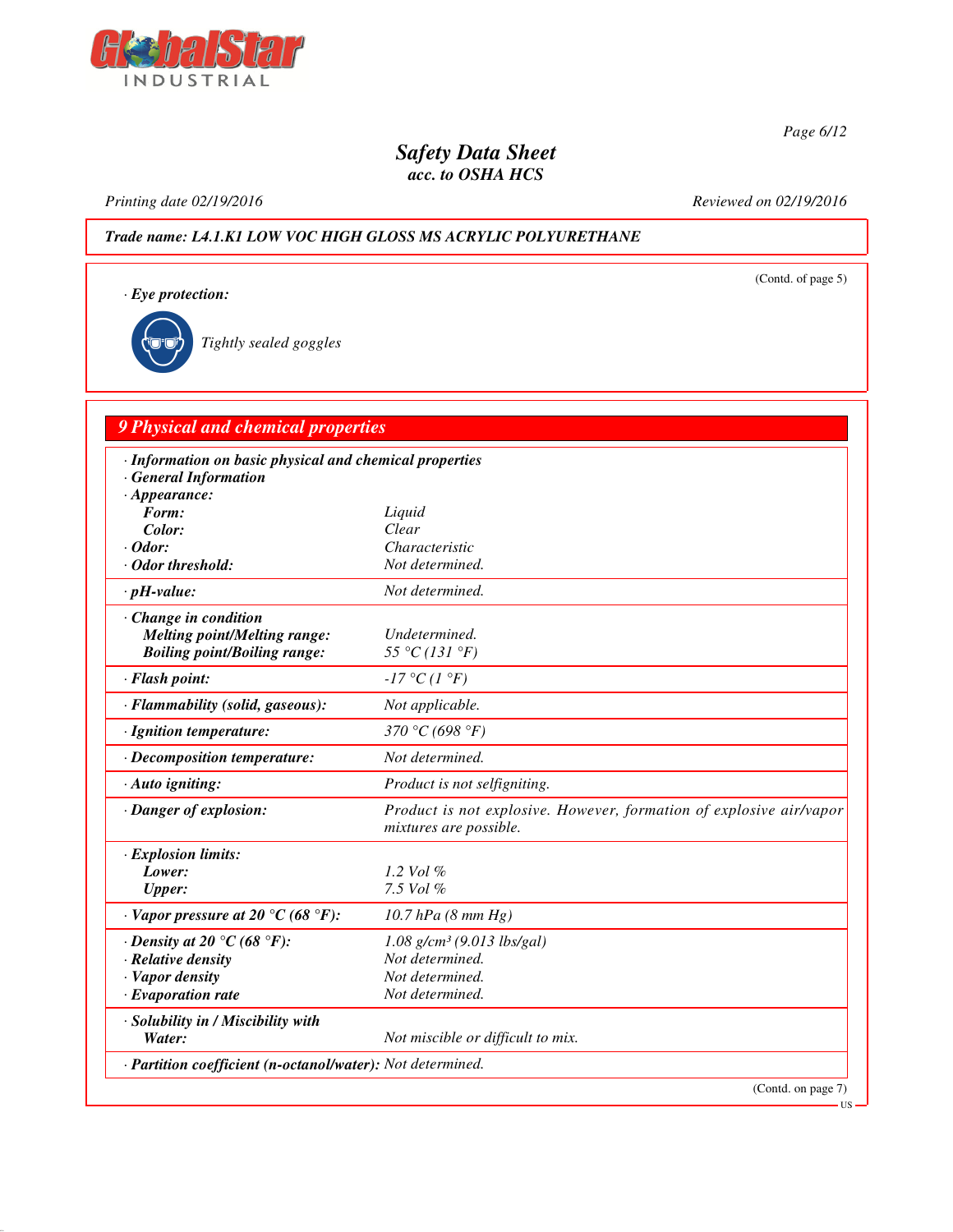**Trade name: L4.1.K1 LOW VOC HIGH GLOSS MS ACRYLIC POLYURETHANE**

(Contd. of page 5)

· **Eye protection:**

Tightly sealed goggles

## 9 Physical and chemical properties

| | |
|---|---|
| · **Information on basic physical and chemical properties** | |
| · **General Information** | |
| · **Appearance:** | |
| **Form:** | Liquid |
| **Color:** | Clear |
| · **Odor:** | Characteristic |
| · **Odor threshold:** | Not determined. |
| · **pH-value:** | Not determined. |
| · **Change in condition** | |
| **Melting point/Melting range:** | Undetermined. |
| **Boiling point/Boiling range:** | 55 °C (131 °F) |
| · **Flash point:** | -17 °C (1 °F) |
| · **Flammability (solid, gaseous):** | Not applicable. |
| · **Ignition temperature:** | 370 °C (698 °F) |
| · **Decomposition temperature:** | Not determined. |
| · **Auto igniting:** | Product is not selfigniting. |
| · **Danger of explosion:** | Product is not explosive. However, formation of explosive air/vapor mixtures are possible. |
| · **Explosion limits:** | |
| **Lower:** | 1.2 Vol % |
| **Upper:** | 7.5 Vol % |
| · **Vapor pressure at 20 °C (68 °F):** | 10.7 hPa (8 mm Hg) |
| · **Density at 20 °C (68 °F):** | 1.08 g/cm³ (9.013 lbs/gal) |
| · **Relative density** | Not determined. |
| · **Vapor density** | Not determined. |
| · **Evaporation rate** | Not determined. |
| · **Solubility in / Miscibility with** | |
| **Water:** | Not miscible or difficult to mix. |
| · **Partition coefficient (n-octanol/water):** | Not determined. |

(Contd. on page 7)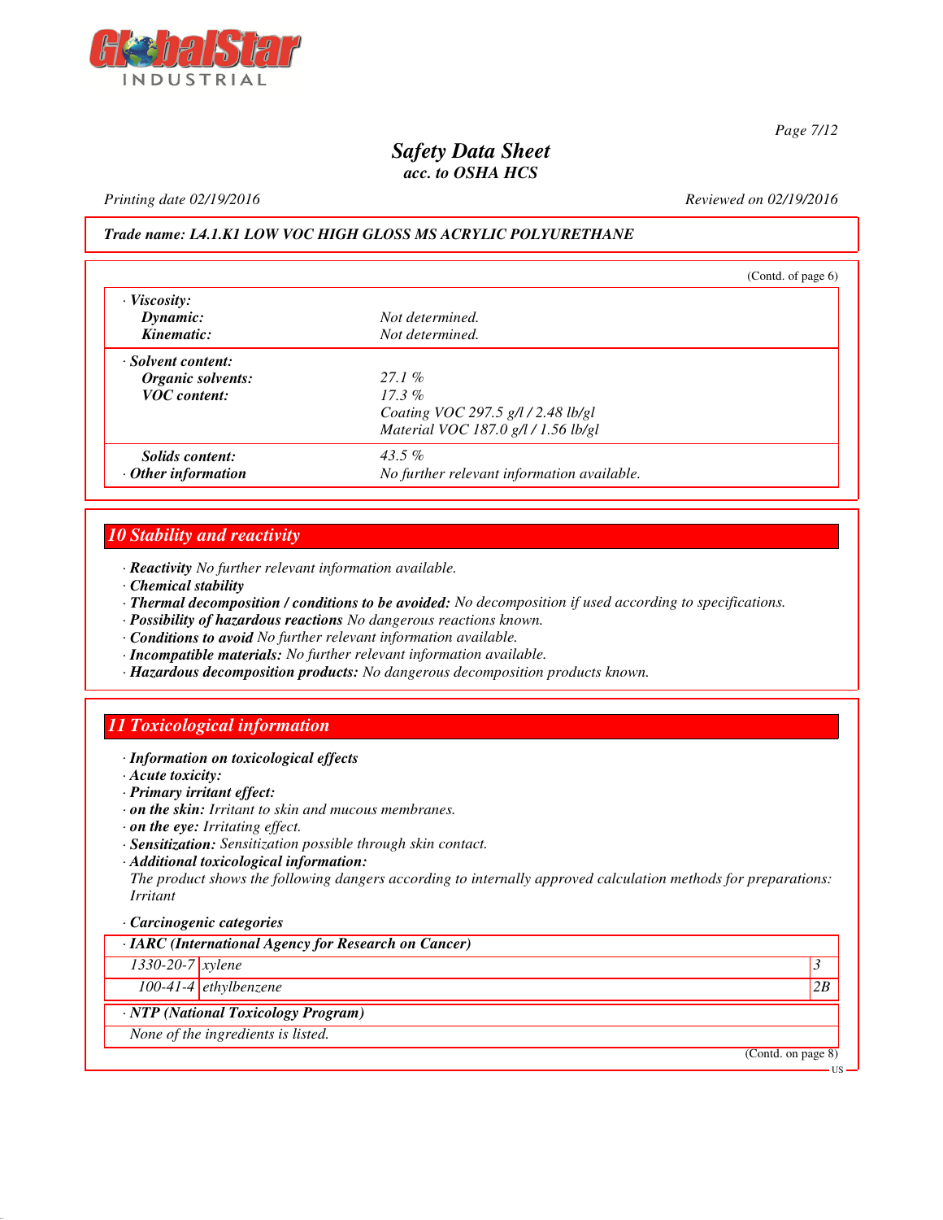*Safety Data Sheet*
*acc. to OSHA HCS*

Printing date 02/19/2016 Reviewed on 02/19/2016

**Trade name: L4.1.K1 LOW VOC HIGH GLOSS MS ACRYLIC POLYURETHANE**

(Contd. of page 6)

| | |
|---|---|
| **· Viscosity:** | |
| **Dynamic:** | Not determined. |
| **Kinematic:** | Not determined. |
| **· Solvent content:** | |
| **Organic solvents:** | 27.1 % |
| **VOC content:** | 17.3 % |
| | Coating VOC 297.5 g/l / 2.48 lb/gl |
| | Material VOC 187.0 g/l / 1.56 lb/gl |
| **Solids content:** | 43.5 % |
| **· Other information** | No further relevant information available. |

## 10 Stability and reactivity

· **Reactivity** No further relevant information available.
· **Chemical stability**
· **Thermal decomposition / conditions to be avoided:** No decomposition if used according to specifications.
· **Possibility of hazardous reactions** No dangerous reactions known.
· **Conditions to avoid** No further relevant information available.
· **Incompatible materials:** No further relevant information available.
· **Hazardous decomposition products:** No dangerous decomposition products known.

## 11 Toxicological information

· **Information on toxicological effects**
· **Acute toxicity:**
· **Primary irritant effect:**
· **on the skin:** Irritant to skin and mucous membranes.
· **on the eye:** Irritating effect.
· **Sensitization:** Sensitization possible through skin contact.
· **Additional toxicological information:**
The product shows the following dangers according to internally approved calculation methods for preparations:
Irritant

· **Carcinogenic categories**

| **· IARC (International Agency for Research on Cancer)** | | |
|---|---|---|
| 1330-20-7 | xylene | 3 |
| 100-41-4 | ethylbenzene | 2B |

| **· NTP (National Toxicology Program)** |
|---|
| None of the ingredients is listed. |

(Contd. on page 8)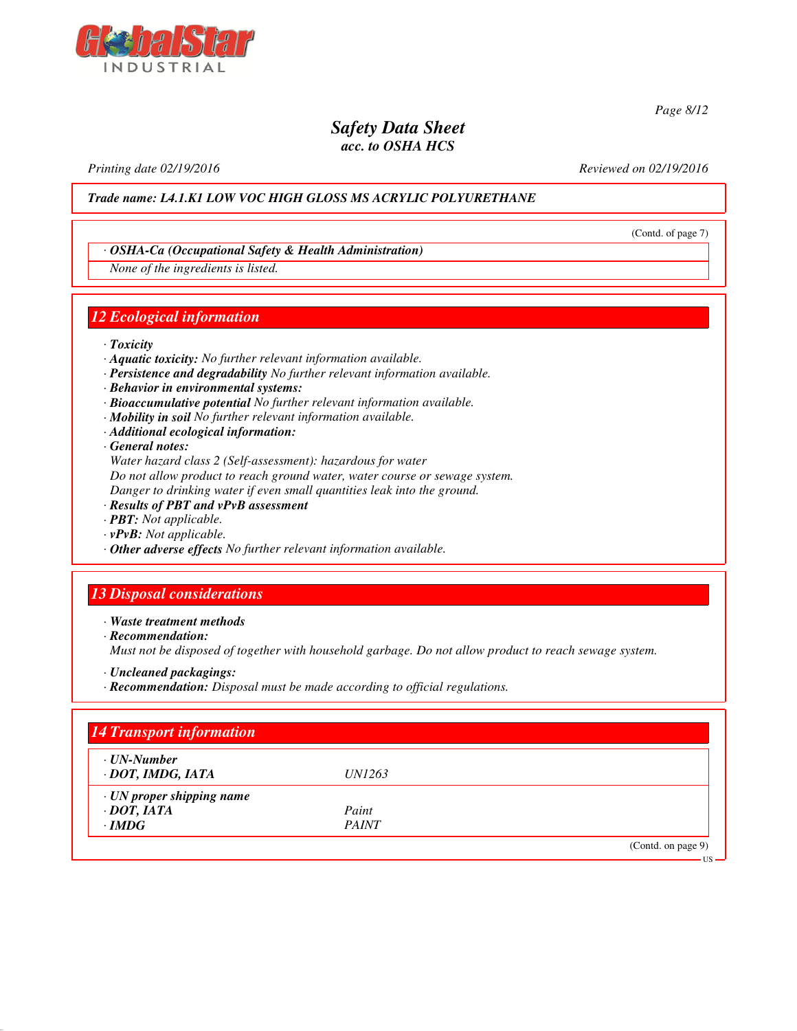**Trade name: L4.1.K1 LOW VOC HIGH GLOSS MS ACRYLIC POLYURETHANE**

(Contd. of page 7)

· **OSHA-Ca (Occupational Safety & Health Administration)**

None of the ingredients is listed.

## 12 Ecological information

· **Toxicity**
· **Aquatic toxicity:** No further relevant information available.
· **Persistence and degradability** No further relevant information available.
· **Behavior in environmental systems:**
· **Bioaccumulative potential** No further relevant information available.
· **Mobility in soil** No further relevant information available.
· **Additional ecological information:**
· **General notes:**
Water hazard class 2 (Self-assessment): hazardous for water
Do not allow product to reach ground water, water course or sewage system.
Danger to drinking water if even small quantities leak into the ground.
· **Results of PBT and vPvB assessment**
· **PBT:** Not applicable.
· **vPvB:** Not applicable.
· **Other adverse effects** No further relevant information available.

## 13 Disposal considerations

· **Waste treatment methods**
· **Recommendation:**
Must not be disposed of together with household garbage. Do not allow product to reach sewage system.

· **Uncleaned packagings:**
· **Recommendation:** Disposal must be made according to official regulations.

## 14 Transport information

| | |
|---|---|
| · **UN-Number** | |
| · **DOT, IMDG, IATA** | UN1263 |
| · **UN proper shipping name** | |
| · **DOT, IATA** | Paint |
| · **IMDG** | PAINT |

(Contd. on page 9)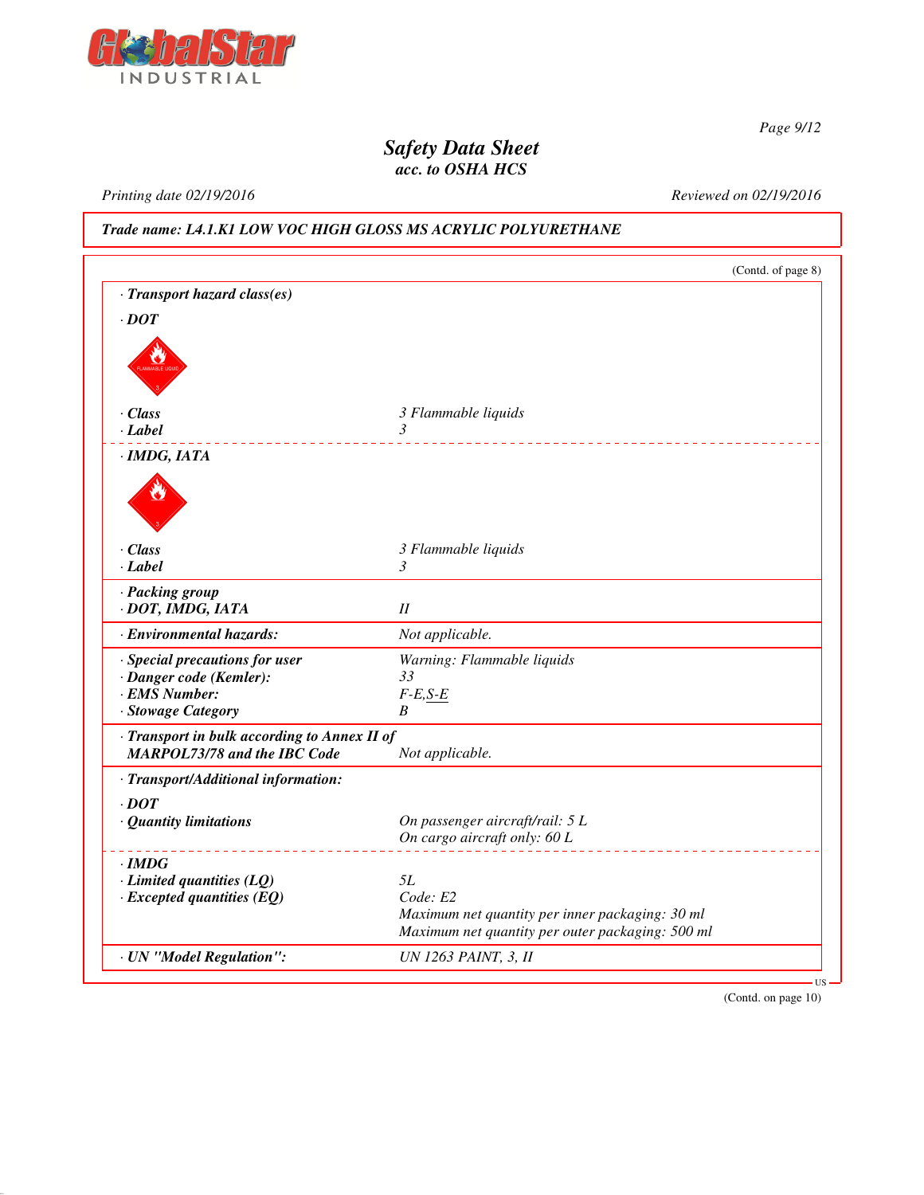**Safety Data Sheet**
*acc. to OSHA HCS*

Printing date 02/19/2016 Reviewed on 02/19/2016

**Trade name: L4.1.K1 LOW VOC HIGH GLOSS MS ACRYLIC POLYURETHANE**

(Contd. of page 8)

**· Transport hazard class(es)**

**· DOT**

| | |
|---|---|
| **· Class** | 3 Flammable liquids |
| **· Label** | 3 |

**· IMDG, IATA**

| | |
|---|---|
| **· Class** | 3 Flammable liquids |
| **· Label** | 3 |

| | |
|---|---|
| **· Packing group** | |
| **· DOT, IMDG, IATA** | II |
| **· Environmental hazards:** | Not applicable. |
| **· Special precautions for user** | Warning: Flammable liquids |
| **· Danger code (Kemler):** | 33 |
| **· EMS Number:** | F-E,S-E |
| **· Stowage Category** | B |
| **· Transport in bulk according to Annex II of MARPOL73/78 and the IBC Code** | Not applicable. |

**· Transport/Additional information:**

**· DOT**

| | |
|---|---|
| **· Quantity limitations** | On passenger aircraft/rail: 5 L<br>On cargo aircraft only: 60 L |

**· IMDG**

| | |
|---|---|
| **· Limited quantities (LQ)** | 5L |
| **· Excepted quantities (EQ)** | Code: E2<br>Maximum net quantity per inner packaging: 30 ml<br>Maximum net quantity per outer packaging: 500 ml |

| | |
|---|---|
| **· UN "Model Regulation":** | UN 1263 PAINT, 3, II |

(Contd. on page 10)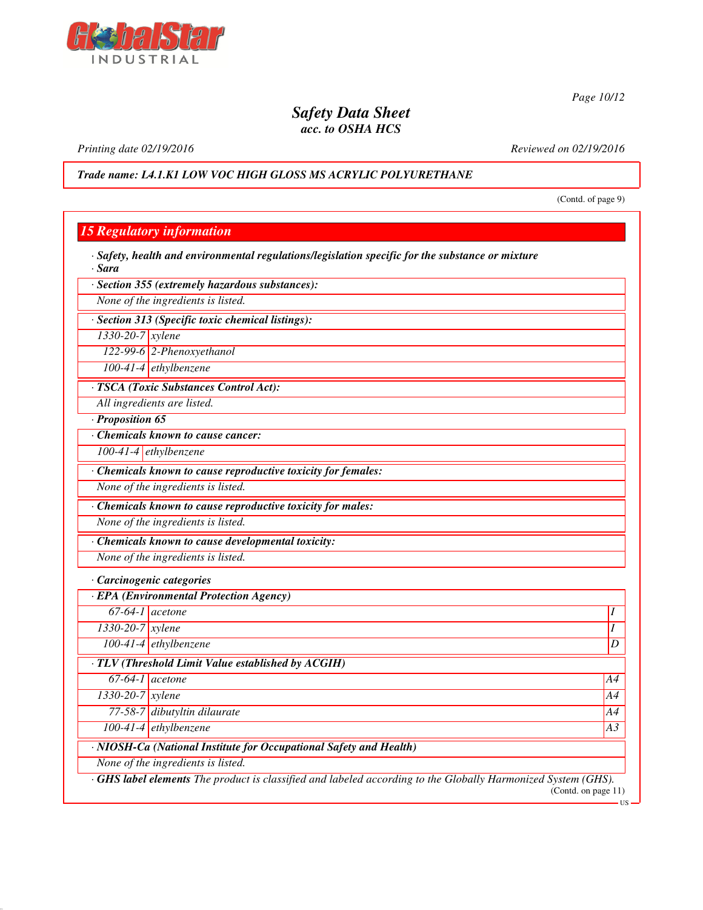*Safety Data Sheet*
*acc. to OSHA HCS*

*Printing date 02/19/2016* *Reviewed on 02/19/2016*

***Trade name: L4.1.K1 LOW VOC HIGH GLOSS MS ACRYLIC POLYURETHANE***

(Contd. of page 9)

## 15 Regulatory information

· ***Safety, health and environmental regulations/legislation specific for the substance or mixture***
· ***Sara***

| · **Section 355 (extremely hazardous substances):** | |
|---|---|
| *None of the ingredients is listed.* | |

| · **Section 313 (Specific toxic chemical listings):** | |
|---|---|
| 1330-20-7 | xylene |
| 122-99-6 | 2-Phenoxyethanol |
| 100-41-4 | ethylbenzene |

| · **TSCA (Toxic Substances Control Act):** |
|---|
| *All ingredients are listed.* |

· ***Proposition 65***

| · **Chemicals known to cause cancer:** | |
|---|---|
| 100-41-4 | ethylbenzene |

| · **Chemicals known to cause reproductive toxicity for females:** |
|---|
| *None of the ingredients is listed.* |

| · **Chemicals known to cause reproductive toxicity for males:** |
|---|
| *None of the ingredients is listed.* |

| · **Chemicals known to cause developmental toxicity:** |
|---|
| *None of the ingredients is listed.* |

· ***Carcinogenic categories***

| · **EPA (Environmental Protection Agency)** | | |
|---|---|---|
| 67-64-1 | acetone | I |
| 1330-20-7 | xylene | I |
| 100-41-4 | ethylbenzene | D |

| · **TLV (Threshold Limit Value established by ACGIH)** | | |
|---|---|---|
| 67-64-1 | acetone | A4 |
| 1330-20-7 | xylene | A4 |
| 77-58-7 | dibutyltin dilaurate | A4 |
| 100-41-4 | ethylbenzene | A3 |

| · **NIOSH-Ca (National Institute for Occupational Safety and Health)** |
|---|
| *None of the ingredients is listed.* |

· ***GHS label elements*** *The product is classified and labeled according to the Globally Harmonized System (GHS).*

(Contd. on page 11)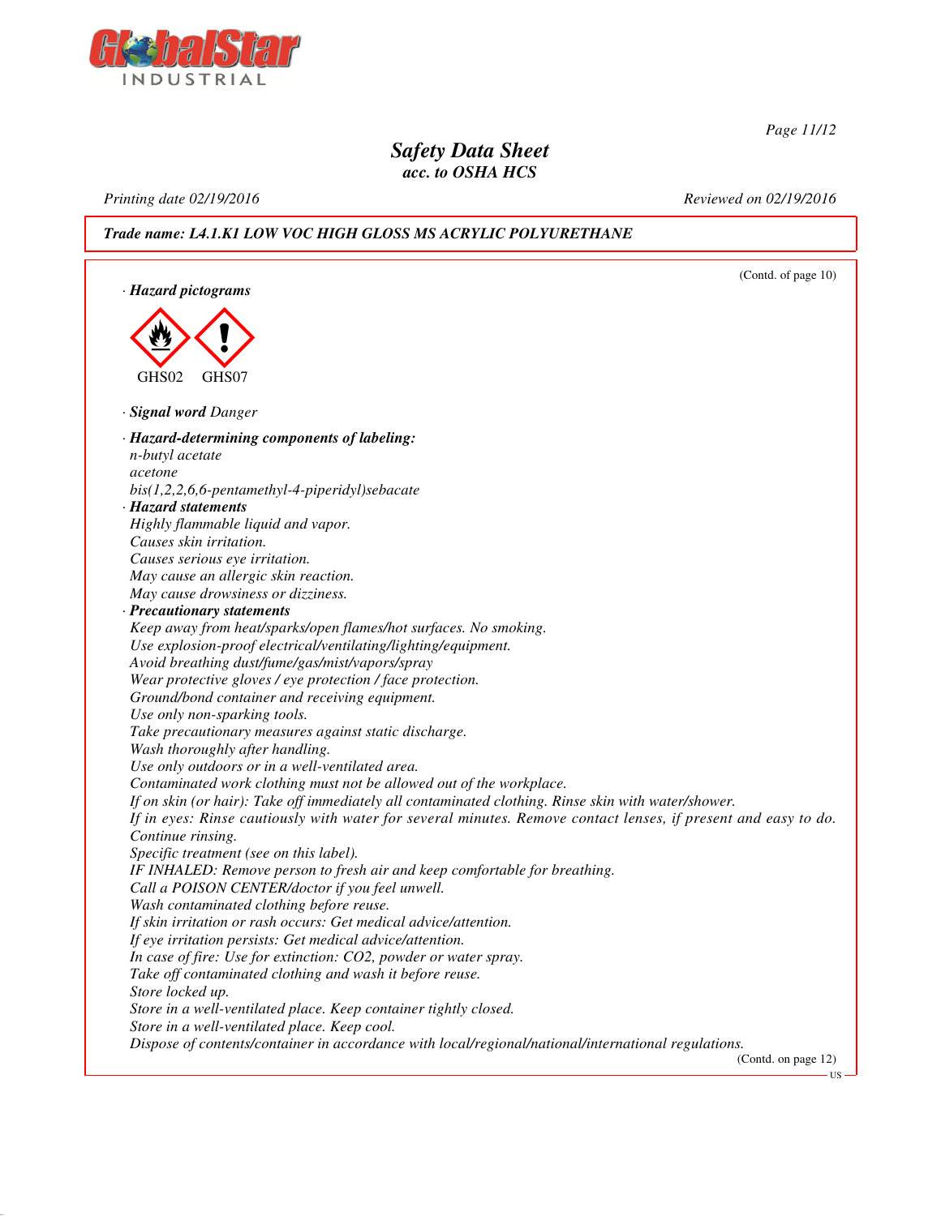(Contd. of page 10)

**· Hazard pictograms**

GHS02 GHS07

**· Signal word** *Danger*

**· Hazard-determining components of labeling:**

*n-butyl acetate*
*acetone*
*bis(1,2,2,6,6-pentamethyl-4-piperidyl)sebacate*

**· Hazard statements**

*Highly flammable liquid and vapor.*
*Causes skin irritation.*
*Causes serious eye irritation.*
*May cause an allergic skin reaction.*
*May cause drowsiness or dizziness.*

**· Precautionary statements**

*Keep away from heat/sparks/open flames/hot surfaces. No smoking.*
*Use explosion-proof electrical/ventilating/lighting/equipment.*
*Avoid breathing dust/fume/gas/mist/vapors/spray*
*Wear protective gloves / eye protection / face protection.*
*Ground/bond container and receiving equipment.*
*Use only non-sparking tools.*
*Take precautionary measures against static discharge.*
*Wash thoroughly after handling.*
*Use only outdoors or in a well-ventilated area.*
*Contaminated work clothing must not be allowed out of the workplace.*
*If on skin (or hair): Take off immediately all contaminated clothing. Rinse skin with water/shower.*
*If in eyes: Rinse cautiously with water for several minutes. Remove contact lenses, if present and easy to do. Continue rinsing.*
*Specific treatment (see on this label).*
*IF INHALED: Remove person to fresh air and keep comfortable for breathing.*
*Call a POISON CENTER/doctor if you feel unwell.*
*Wash contaminated clothing before reuse.*
*If skin irritation or rash occurs: Get medical advice/attention.*
*If eye irritation persists: Get medical advice/attention.*
*In case of fire: Use for extinction: CO2, powder or water spray.*
*Take off contaminated clothing and wash it before reuse.*
*Store locked up.*
*Store in a well-ventilated place. Keep container tightly closed.*
*Store in a well-ventilated place. Keep cool.*
*Dispose of contents/container in accordance with local/regional/national/international regulations.*

(Contd. on page 12)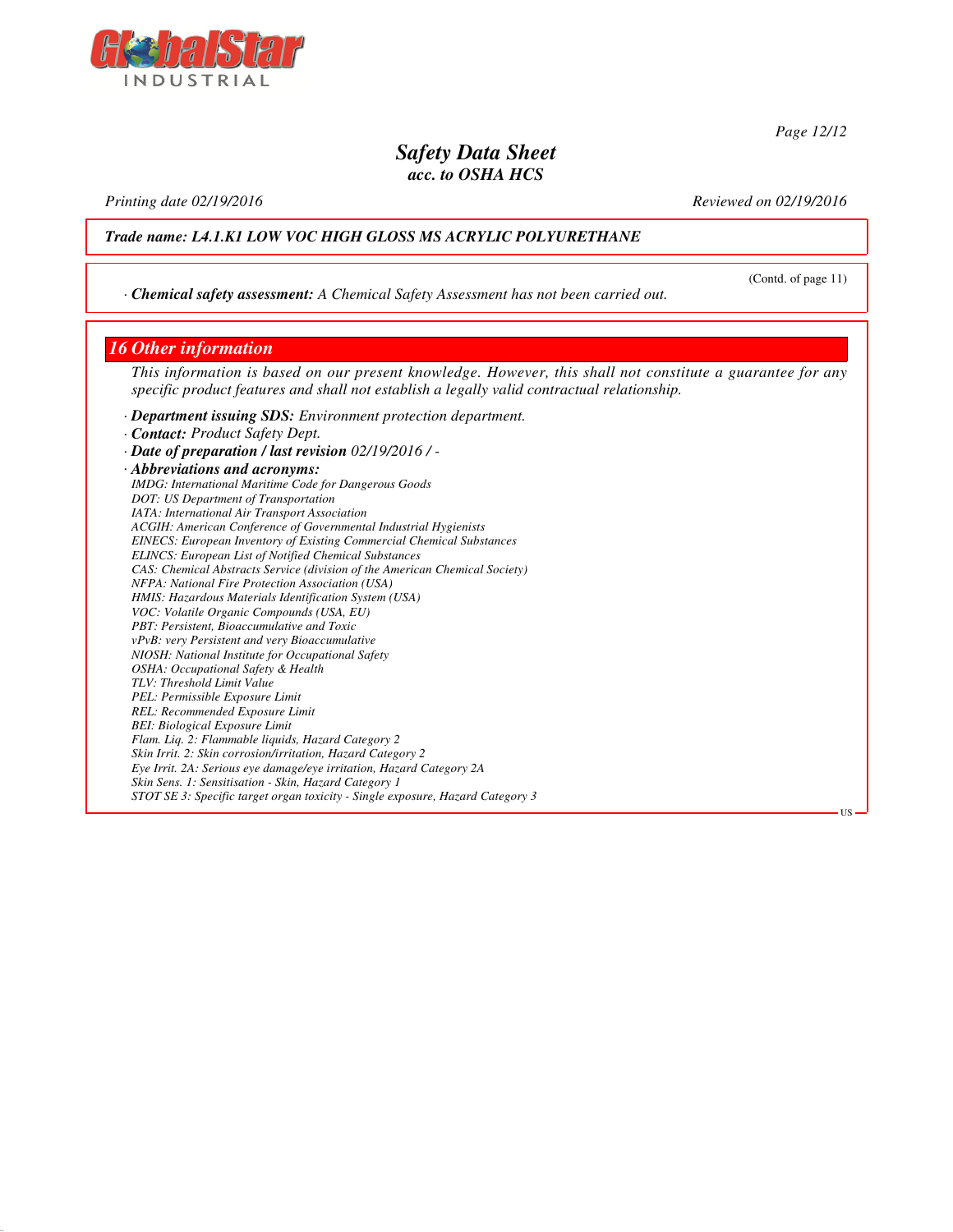*Trade name:* ***L4.1.K1 LOW VOC HIGH GLOSS MS ACRYLIC POLYURETHANE***

(Contd. of page 11)

· ***Chemical safety assessment:*** *A Chemical Safety Assessment has not been carried out.*

## 16 Other information

*This information is based on our present knowledge. However, this shall not constitute a guarantee for any specific product features and shall not establish a legally valid contractual relationship.*

· ***Department issuing SDS:*** *Environment protection department.*
· ***Contact:*** *Product Safety Dept.*
· ***Date of preparation / last revision*** *02/19/2016 / -*
· ***Abbreviations and acronyms:***

*IMDG: International Maritime Code for Dangerous Goods*
*DOT: US Department of Transportation*
*IATA: International Air Transport Association*
*ACGIH: American Conference of Governmental Industrial Hygienists*
*EINECS: European Inventory of Existing Commercial Chemical Substances*
*ELINCS: European List of Notified Chemical Substances*
*CAS: Chemical Abstracts Service (division of the American Chemical Society)*
*NFPA: National Fire Protection Association (USA)*
*HMIS: Hazardous Materials Identification System (USA)*
*VOC: Volatile Organic Compounds (USA, EU)*
*PBT: Persistent, Bioaccumulative and Toxic*
*vPvB: very Persistent and very Bioaccumulative*
*NIOSH: National Institute for Occupational Safety*
*OSHA: Occupational Safety & Health*
*TLV: Threshold Limit Value*
*PEL: Permissible Exposure Limit*
*REL: Recommended Exposure Limit*
*BEI: Biological Exposure Limit*
*Flam. Liq. 2: Flammable liquids, Hazard Category 2*
*Skin Irrit. 2: Skin corrosion/irritation, Hazard Category 2*
*Eye Irrit. 2A: Serious eye damage/eye irritation, Hazard Category 2A*
*Skin Sens. 1: Sensitisation - Skin, Hazard Category 1*
*STOT SE 3: Specific target organ toxicity - Single exposure, Hazard Category 3*